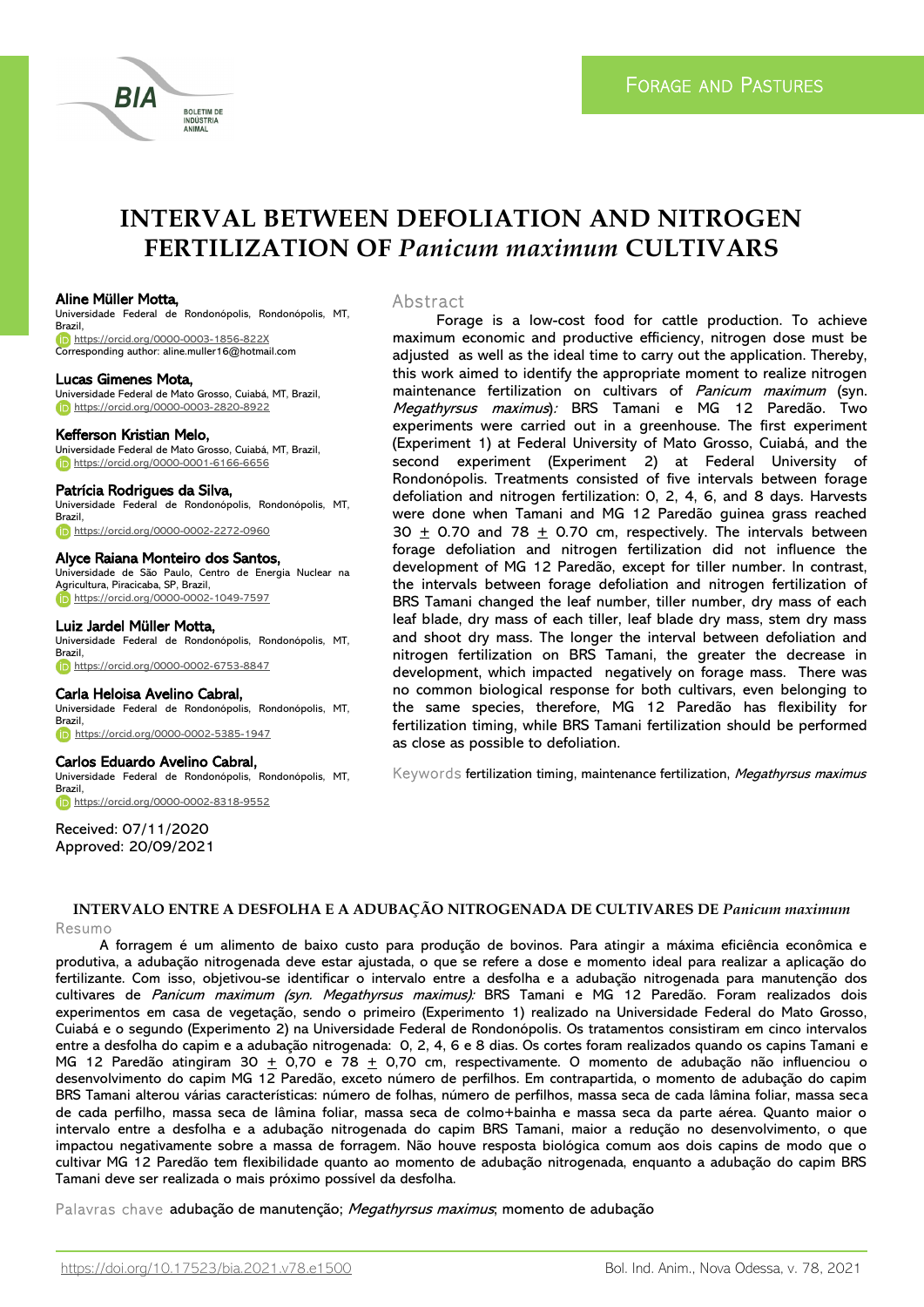Forage and Pastures

# INTERVAL BETWEEN DEFOLIATION AND NITROGEN FERTILIZATION OF *Panicum maximum* CULTIVARS

**Aline Müller Motta,**
Universidade Federal de Rondonópolis, Rondonópolis, MT, Brazil,
https://orcid.org/0000-0003-1856-822X
Corresponding author: aline.muller16@hotmail.com

**Lucas Gimenes Mota,**
Universidade Federal de Mato Grosso, Cuiabá, MT, Brazil,
https://orcid.org/0000-0003-2820-8922

**Kefferson Kristian Melo,**
Universidade Federal de Mato Grosso, Cuiabá, MT, Brazil,
https://orcid.org/0000-0001-6166-6656

**Patrícia Rodrigues da Silva,**
Universidade Federal de Rondonópolis, Rondonópolis, MT, Brazil,
https://orcid.org/0000-0002-2272-0960

**Alyce Raiana Monteiro dos Santos,**
Universidade de São Paulo, Centro de Energia Nuclear na Agricultura, Piracicaba, SP, Brazil,
https://orcid.org/0000-0002-1049-7597

**Luiz Jardel Müller Motta,**
Universidade Federal de Rondonópolis, Rondonópolis, MT, Brazil,
https://orcid.org/0000-0002-6753-8847

**Carla Heloisa Avelino Cabral,**
Universidade Federal de Rondonópolis, Rondonópolis, MT, Brazil,
https://orcid.org/0000-0002-5385-1947

**Carlos Eduardo Avelino Cabral,**
Universidade Federal de Rondonópolis, Rondonópolis, MT, Brazil,
https://orcid.org/0000-0002-8318-9552

Received: 07/11/2020
Approved: 20/09/2021

## Abstract

Forage is a low-cost food for cattle production. To achieve maximum economic and productive efficiency, nitrogen dose must be adjusted as well as the ideal time to carry out the application. Thereby, this work aimed to identify the appropriate moment to realize nitrogen maintenance fertilization on cultivars of *Panicum maximum* (syn. *Megathyrsus maximus*): BRS Tamani e MG 12 Paredão. Two experiments were carried out in a greenhouse. The first experiment (Experiment 1) at Federal University of Mato Grosso, Cuiabá, and the second experiment (Experiment 2) at Federal University of Rondonópolis. Treatments consisted of five intervals between forage defoliation and nitrogen fertilization: 0, 2, 4, 6, and 8 days. Harvests were done when Tamani and MG 12 Paredão guinea grass reached 30 $\pm$ 0.70 and 78 $\pm$ 0.70 cm, respectively. The intervals between forage defoliation and nitrogen fertilization did not influence the development of MG 12 Paredão, except for tiller number. In contrast, the intervals between forage defoliation and nitrogen fertilization of BRS Tamani changed the leaf number, tiller number, dry mass of each leaf blade, dry mass of each tiller, leaf blade dry mass, stem dry mass and shoot dry mass. The longer the interval between defoliation and nitrogen fertilization on BRS Tamani, the greater the decrease in development, which impacted negatively on forage mass. There was no common biological response for both cultivars, even belonging to the same species, therefore, MG 12 Paredão has flexibility for fertilization timing, while BRS Tamani fertilization should be performed as close as possible to defoliation.

Keywords fertilization timing, maintenance fertilization, *Megathyrsus maximus*

### INTERVALO ENTRE A DESFOLHA E A ADUBAÇÃO NITROGENADA DE CULTIVARES DE *Panicum maximum*

## Resumo

A forragem é um alimento de baixo custo para produção de bovinos. Para atingir a máxima eficiência econômica e produtiva, a adubação nitrogenada deve estar ajustada, o que se refere a dose e momento ideal para realizar a aplicação do fertilizante. Com isso, objetivou-se identificar o intervalo entre a desfolha e a adubação nitrogenada para manutenção dos cultivares de *Panicum maximum (syn. Megathyrsus maximus):* BRS Tamani e MG 12 Paredão. Foram realizados dois experimentos em casa de vegetação, sendo o primeiro (Experimento 1) realizado na Universidade Federal do Mato Grosso, Cuiabá e o segundo (Experimento 2) na Universidade Federal de Rondonópolis. Os tratamentos consistiram em cinco intervalos entre a desfolha do capim e a adubação nitrogenada: 0, 2, 4, 6 e 8 dias. Os cortes foram realizados quando os capins Tamani e MG 12 Paredão atingiram 30 $\pm$ 0,70 e 78 $\pm$ 0,70 cm, respectivamente. O momento de adubação não influenciou o desenvolvimento do capim MG 12 Paredão, exceto número de perfilhos. Em contrapartida, o momento de adubação do capim BRS Tamani alterou várias características: número de folhas, número de perfilhos, massa seca de cada lâmina foliar, massa seca de cada perfilho, massa seca de lâmina foliar, massa seca de colmo+bainha e massa seca da parte aérea. Quanto maior o intervalo entre a desfolha e a adubação nitrogenada do capim BRS Tamani, maior a redução no desenvolvimento, o que impactou negativamente sobre a massa de forragem. Não houve resposta biológica comum aos dois capins de modo que o cultivar MG 12 Paredão tem flexibilidade quanto ao momento de adubação nitrogenada, enquanto a adubação do capim BRS Tamani deve ser realizada o mais próximo possível da desfolha.

Palavras chave adubação de manutenção; *Megathyrsus maximus*; momento de adubação

https://doi.org/10.17523/bia.2021.v78.e1500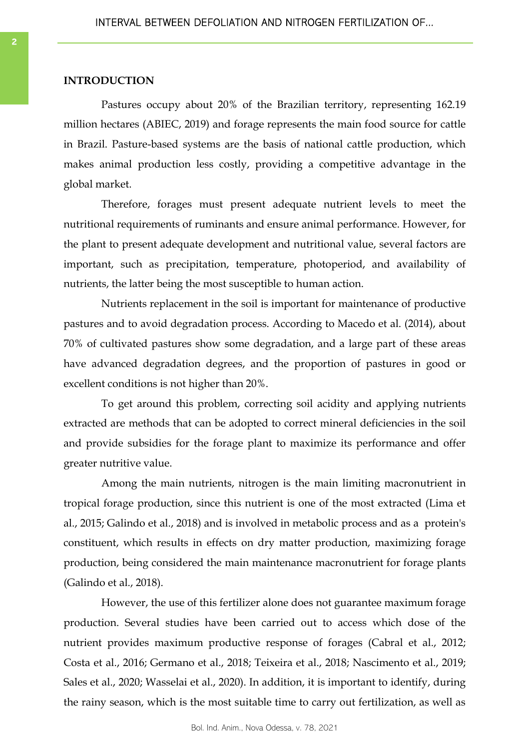## INTRODUCTION

Pastures occupy about 20% of the Brazilian territory, representing 162.19 million hectares (ABIEC, 2019) and forage represents the main food source for cattle in Brazil. Pasture-based systems are the basis of national cattle production, which makes animal production less costly, providing a competitive advantage in the global market.

Therefore, forages must present adequate nutrient levels to meet the nutritional requirements of ruminants and ensure animal performance. However, for the plant to present adequate development and nutritional value, several factors are important, such as precipitation, temperature, photoperiod, and availability of nutrients, the latter being the most susceptible to human action.

Nutrients replacement in the soil is important for maintenance of productive pastures and to avoid degradation process. According to Macedo et al. (2014), about 70% of cultivated pastures show some degradation, and a large part of these areas have advanced degradation degrees, and the proportion of pastures in good or excellent conditions is not higher than 20%.

To get around this problem, correcting soil acidity and applying nutrients extracted are methods that can be adopted to correct mineral deficiencies in the soil and provide subsidies for the forage plant to maximize its performance and offer greater nutritive value.

Among the main nutrients, nitrogen is the main limiting macronutrient in tropical forage production, since this nutrient is one of the most extracted (Lima et al., 2015; Galindo et al., 2018) and is involved in metabolic process and as a protein's constituent, which results in effects on dry matter production, maximizing forage production, being considered the main maintenance macronutrient for forage plants (Galindo et al., 2018).

However, the use of this fertilizer alone does not guarantee maximum forage production. Several studies have been carried out to access which dose of the nutrient provides maximum productive response of forages (Cabral et al., 2012; Costa et al., 2016; Germano et al., 2018; Teixeira et al., 2018; Nascimento et al., 2019; Sales et al., 2020; Wasselai et al., 2020). In addition, it is important to identify, during the rainy season, which is the most suitable time to carry out fertilization, as well as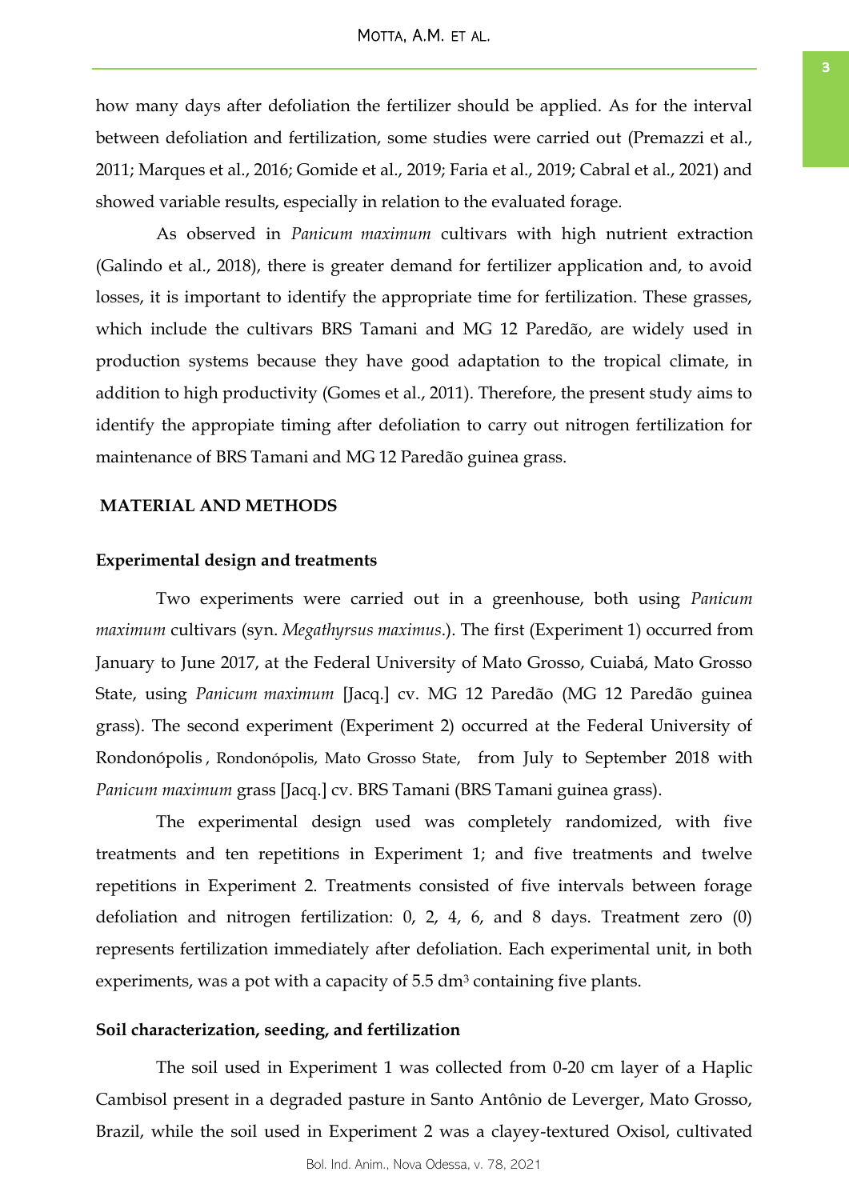how many days after defoliation the fertilizer should be applied. As for the interval between defoliation and fertilization, some studies were carried out (Premazzi et al., 2011; Marques et al., 2016; Gomide et al., 2019; Faria et al., 2019; Cabral et al., 2021) and showed variable results, especially in relation to the evaluated forage.

As observed in *Panicum maximum* cultivars with high nutrient extraction (Galindo et al., 2018), there is greater demand for fertilizer application and, to avoid losses, it is important to identify the appropriate time for fertilization. These grasses, which include the cultivars BRS Tamani and MG 12 Paredão, are widely used in production systems because they have good adaptation to the tropical climate, in addition to high productivity (Gomes et al., 2011). Therefore, the present study aims to identify the appropiate timing after defoliation to carry out nitrogen fertilization for maintenance of BRS Tamani and MG 12 Paredão guinea grass.

## MATERIAL AND METHODS

### Experimental design and treatments

Two experiments were carried out in a greenhouse, both using *Panicum maximum* cultivars (syn. *Megathyrsus maximus*.). The first (Experiment 1) occurred from January to June 2017, at the Federal University of Mato Grosso, Cuiabá, Mato Grosso State, using *Panicum maximum* [Jacq.] cv. MG 12 Paredão (MG 12 Paredão guinea grass). The second experiment (Experiment 2) occurred at the Federal University of Rondonópolis , Rondonópolis, Mato Grosso State, from July to September 2018 with *Panicum maximum* grass [Jacq.] cv. BRS Tamani (BRS Tamani guinea grass).

The experimental design used was completely randomized, with five treatments and ten repetitions in Experiment 1; and five treatments and twelve repetitions in Experiment 2. Treatments consisted of five intervals between forage defoliation and nitrogen fertilization: 0, 2, 4, 6, and 8 days. Treatment zero (0) represents fertilization immediately after defoliation. Each experimental unit, in both experiments, was a pot with a capacity of 5.5 $dm^3$ containing five plants.

### Soil characterization, seeding, and fertilization

The soil used in Experiment 1 was collected from 0-20 cm layer of a Haplic Cambisol present in a degraded pasture in Santo Antônio de Leverger, Mato Grosso, Brazil, while the soil used in Experiment 2 was a clayey-textured Oxisol, cultivated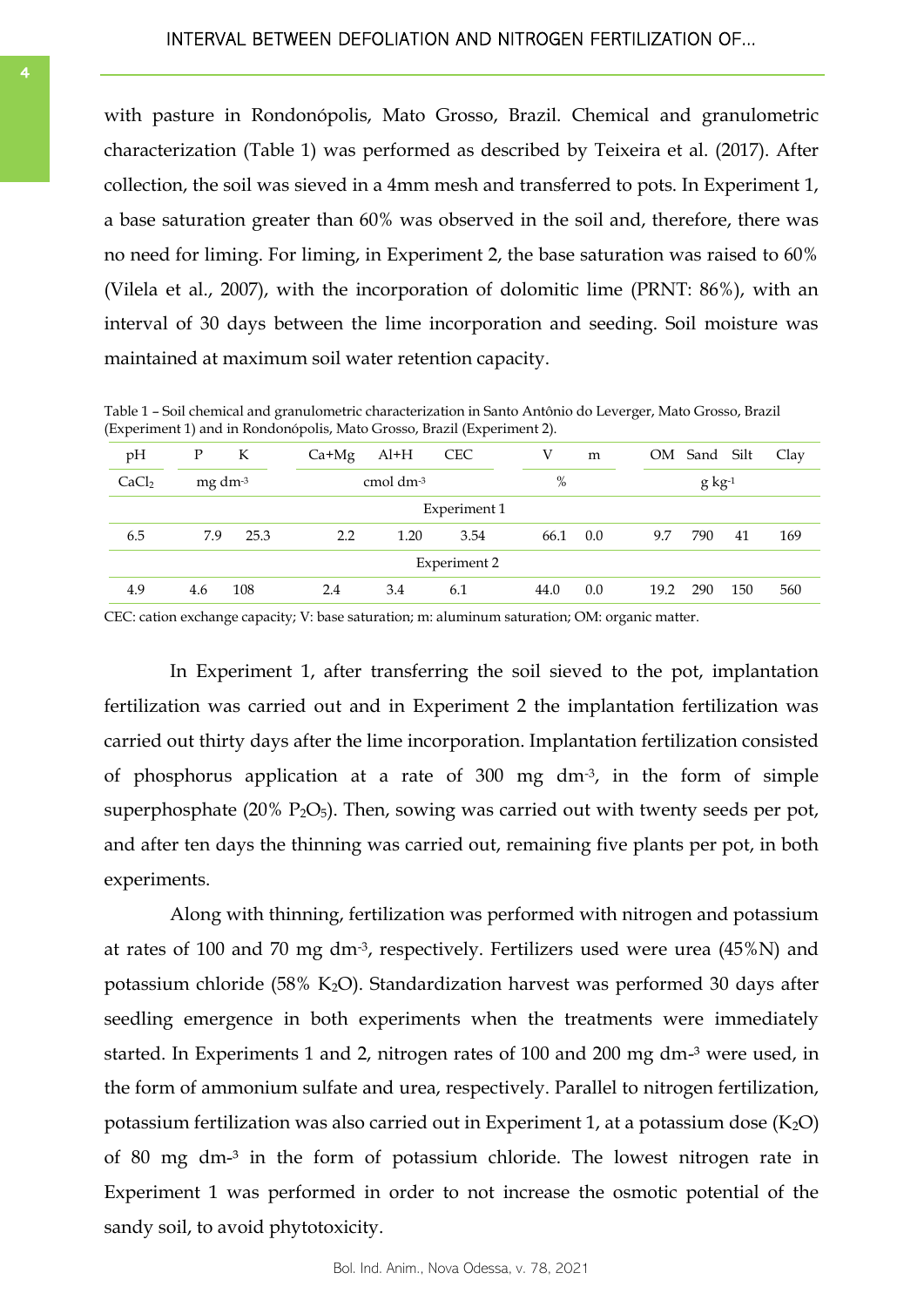with pasture in Rondonópolis, Mato Grosso, Brazil. Chemical and granulometric characterization (Table 1) was performed as described by Teixeira et al. (2017). After collection, the soil was sieved in a 4mm mesh and transferred to pots. In Experiment 1, a base saturation greater than 60% was observed in the soil and, therefore, there was no need for liming. For liming, in Experiment 2, the base saturation was raised to 60% (Vilela et al., 2007), with the incorporation of dolomitic lime (PRNT: 86%), with an interval of 30 days between the lime incorporation and seeding. Soil moisture was maintained at maximum soil water retention capacity.

Table 1 – Soil chemical and granulometric characterization in Santo Antônio do Leverger, Mato Grosso, Brazil (Experiment 1) and in Rondonópolis, Mato Grosso, Brazil (Experiment 2).

| pH | P | K | Ca+Mg | Al+H | CEC | V | m | OM | Sand | Silt | Clay |
|---|---|---|---|---|---|---|---|---|---|---|---|
| $CaCl_2$ | mg dm$^{-3}$ | | cmol dm$^{-3}$ | | | % | | g kg$^{-1}$ | | | |
| Experiment 1 | | | | | | | | | | | |
| 6.5 | 7.9 | 25.3 | 2.2 | 1.20 | 3.54 | 66.1 | 0.0 | 9.7 | 790 | 41 | 169 |
| Experiment 2 | | | | | | | | | | | |
| 4.9 | 4.6 | 108 | 2.4 | 3.4 | 6.1 | 44.0 | 0.0 | 19.2 | 290 | 150 | 560 |

CEC: cation exchange capacity; V: base saturation; m: aluminum saturation; OM: organic matter.

In Experiment 1, after transferring the soil sieved to the pot, implantation fertilization was carried out and in Experiment 2 the implantation fertilization was carried out thirty days after the lime incorporation. Implantation fertilization consisted of phosphorus application at a rate of 300 mg dm$^{-3}$, in the form of simple superphosphate (20% $P_2O_5$). Then, sowing was carried out with twenty seeds per pot, and after ten days the thinning was carried out, remaining five plants per pot, in both experiments.

Along with thinning, fertilization was performed with nitrogen and potassium at rates of 100 and 70 mg dm$^{-3}$, respectively. Fertilizers used were urea (45%N) and potassium chloride (58% $K_2O$). Standardization harvest was performed 30 days after seedling emergence in both experiments when the treatments were immediately started. In Experiments 1 and 2, nitrogen rates of 100 and 200 mg dm$^{-3}$ were used, in the form of ammonium sulfate and urea, respectively. Parallel to nitrogen fertilization, potassium fertilization was also carried out in Experiment 1, at a potassium dose ($K_2O$) of 80 mg dm$^{-3}$ in the form of potassium chloride. The lowest nitrogen rate in Experiment 1 was performed in order to not increase the osmotic potential of the sandy soil, to avoid phytotoxicity.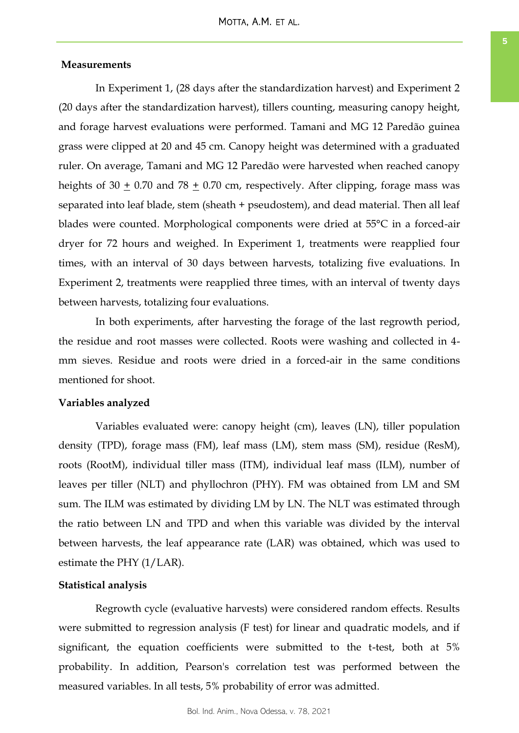**Measurements**

In Experiment 1, (28 days after the standardization harvest) and Experiment 2 (20 days after the standardization harvest), tillers counting, measuring canopy height, and forage harvest evaluations were performed. Tamani and MG 12 Paredão guinea grass were clipped at 20 and 45 cm. Canopy height was determined with a graduated ruler. On average, Tamani and MG 12 Paredão were harvested when reached canopy heights of 30 $\pm$ 0.70 and 78 $\pm$ 0.70 cm, respectively. After clipping, forage mass was separated into leaf blade, stem (sheath + pseudostem), and dead material. Then all leaf blades were counted. Morphological components were dried at 55°C in a forced-air dryer for 72 hours and weighed. In Experiment 1, treatments were reapplied four times, with an interval of 30 days between harvests, totalizing five evaluations. In Experiment 2, treatments were reapplied three times, with an interval of twenty days between harvests, totalizing four evaluations.

In both experiments, after harvesting the forage of the last regrowth period, the residue and root masses were collected. Roots were washing and collected in 4-mm sieves. Residue and roots were dried in a forced-air in the same conditions mentioned for shoot.

**Variables analyzed**

Variables evaluated were: canopy height (cm), leaves (LN), tiller population density (TPD), forage mass (FM), leaf mass (LM), stem mass (SM), residue (ResM), roots (RootM), individual tiller mass (ITM), individual leaf mass (ILM), number of leaves per tiller (NLT) and phyllochron (PHY). FM was obtained from LM and SM sum. The ILM was estimated by dividing LM by LN. The NLT was estimated through the ratio between LN and TPD and when this variable was divided by the interval between harvests, the leaf appearance rate (LAR) was obtained, which was used to estimate the PHY (1/LAR).

**Statistical analysis**

Regrowth cycle (evaluative harvests) were considered random effects. Results were submitted to regression analysis (F test) for linear and quadratic models, and if significant, the equation coefficients were submitted to the t-test, both at 5% probability. In addition, Pearson's correlation test was performed between the measured variables. In all tests, 5% probability of error was admitted.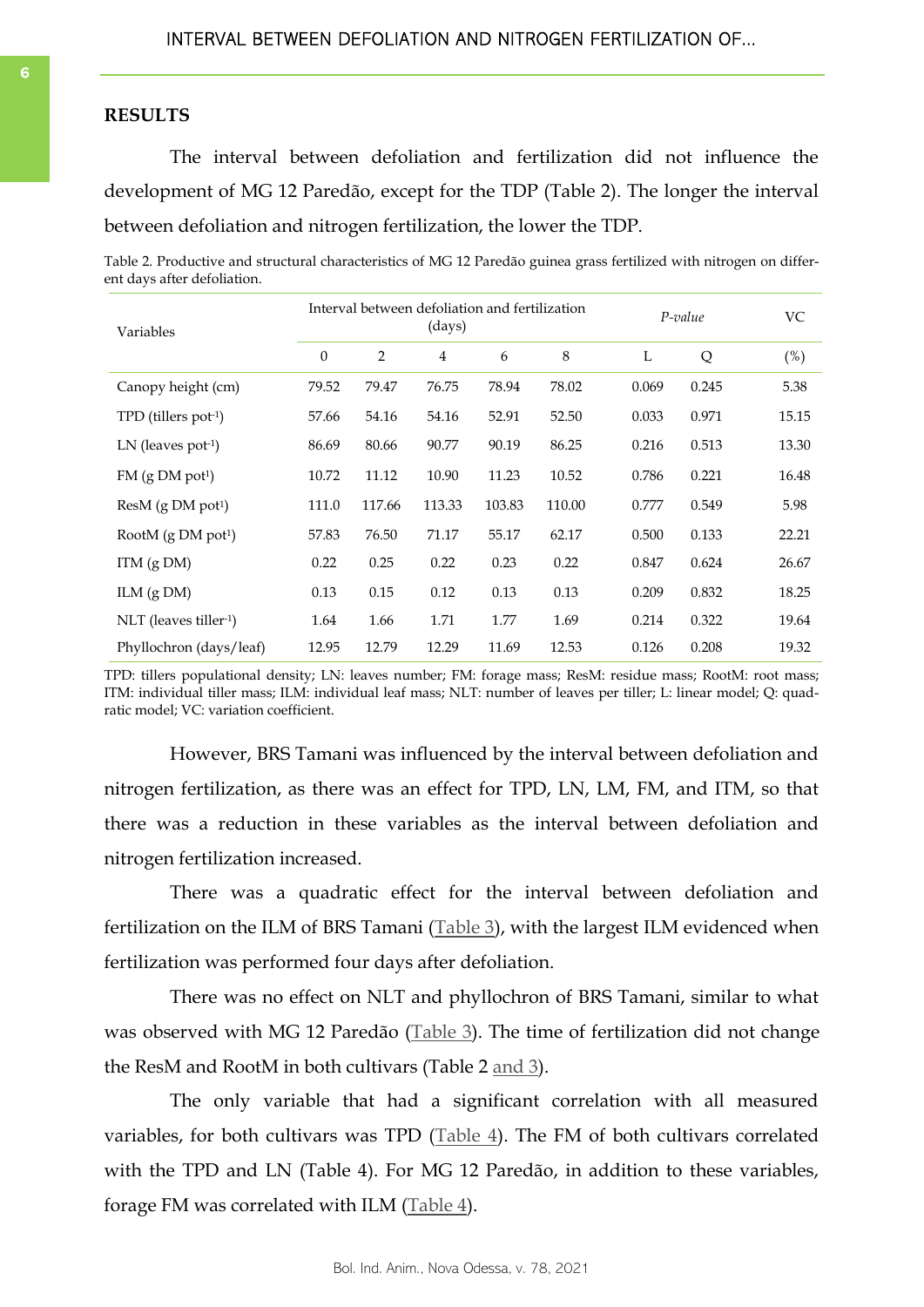## RESULTS

The interval between defoliation and fertilization did not influence the development of MG 12 Paredão, except for the TDP (Table 2). The longer the interval between defoliation and nitrogen fertilization, the lower the TDP.

Table 2. Productive and structural characteristics of MG 12 Paredão guinea grass fertilized with nitrogen on different days after defoliation.

| Variables | Interval between defoliation and fertilization (days) | | | | | *P-value* | | VC |
|---|---|---|---|---|---|---|---|---|
| | 0 | 2 | 4 | 6 | 8 | L | Q | (%) |
| Canopy height (cm) | 79.52 | 79.47 | 76.75 | 78.94 | 78.02 | 0.069 | 0.245 | 5.38 |
| TPD (tillers pot$^{-1}$) | 57.66 | 54.16 | 54.16 | 52.91 | 52.50 | 0.033 | 0.971 | 15.15 |
| LN (leaves pot$^{-1}$) | 86.69 | 80.66 | 90.77 | 90.19 | 86.25 | 0.216 | 0.513 | 13.30 |
| FM (g DM pot$^{1}$) | 10.72 | 11.12 | 10.90 | 11.23 | 10.52 | 0.786 | 0.221 | 16.48 |
| ResM (g DM pot$^{1}$) | 111.0 | 117.66 | 113.33 | 103.83 | 110.00 | 0.777 | 0.549 | 5.98 |
| RootM (g DM pot$^{1}$) | 57.83 | 76.50 | 71.17 | 55.17 | 62.17 | 0.500 | 0.133 | 22.21 |
| ITM (g DM) | 0.22 | 0.25 | 0.22 | 0.23 | 0.22 | 0.847 | 0.624 | 26.67 |
| ILM (g DM) | 0.13 | 0.15 | 0.12 | 0.13 | 0.13 | 0.209 | 0.832 | 18.25 |
| NLT (leaves tiller$^{-1}$) | 1.64 | 1.66 | 1.71 | 1.77 | 1.69 | 0.214 | 0.322 | 19.64 |
| Phyllochron (days/leaf) | 12.95 | 12.79 | 12.29 | 11.69 | 12.53 | 0.126 | 0.208 | 19.32 |

TPD: tillers populational density; LN: leaves number; FM: forage mass; ResM: residue mass; RootM: root mass; ITM: individual tiller mass; ILM: individual leaf mass; NLT: number of leaves per tiller; L: linear model; Q: quadratic model; VC: variation coefficient.

However, BRS Tamani was influenced by the interval between defoliation and nitrogen fertilization, as there was an effect for TPD, LN, LM, FM, and ITM, so that there was a reduction in these variables as the interval between defoliation and nitrogen fertilization increased.

There was a quadratic effect for the interval between defoliation and fertilization on the ILM of BRS Tamani (Table 3), with the largest ILM evidenced when fertilization was performed four days after defoliation.

There was no effect on NLT and phyllochron of BRS Tamani, similar to what was observed with MG 12 Paredão (Table 3). The time of fertilization did not change the ResM and RootM in both cultivars (Table 2 and 3).

The only variable that had a significant correlation with all measured variables, for both cultivars was TPD (Table 4). The FM of both cultivars correlated with the TPD and LN (Table 4). For MG 12 Paredão, in addition to these variables, forage FM was correlated with ILM (Table 4).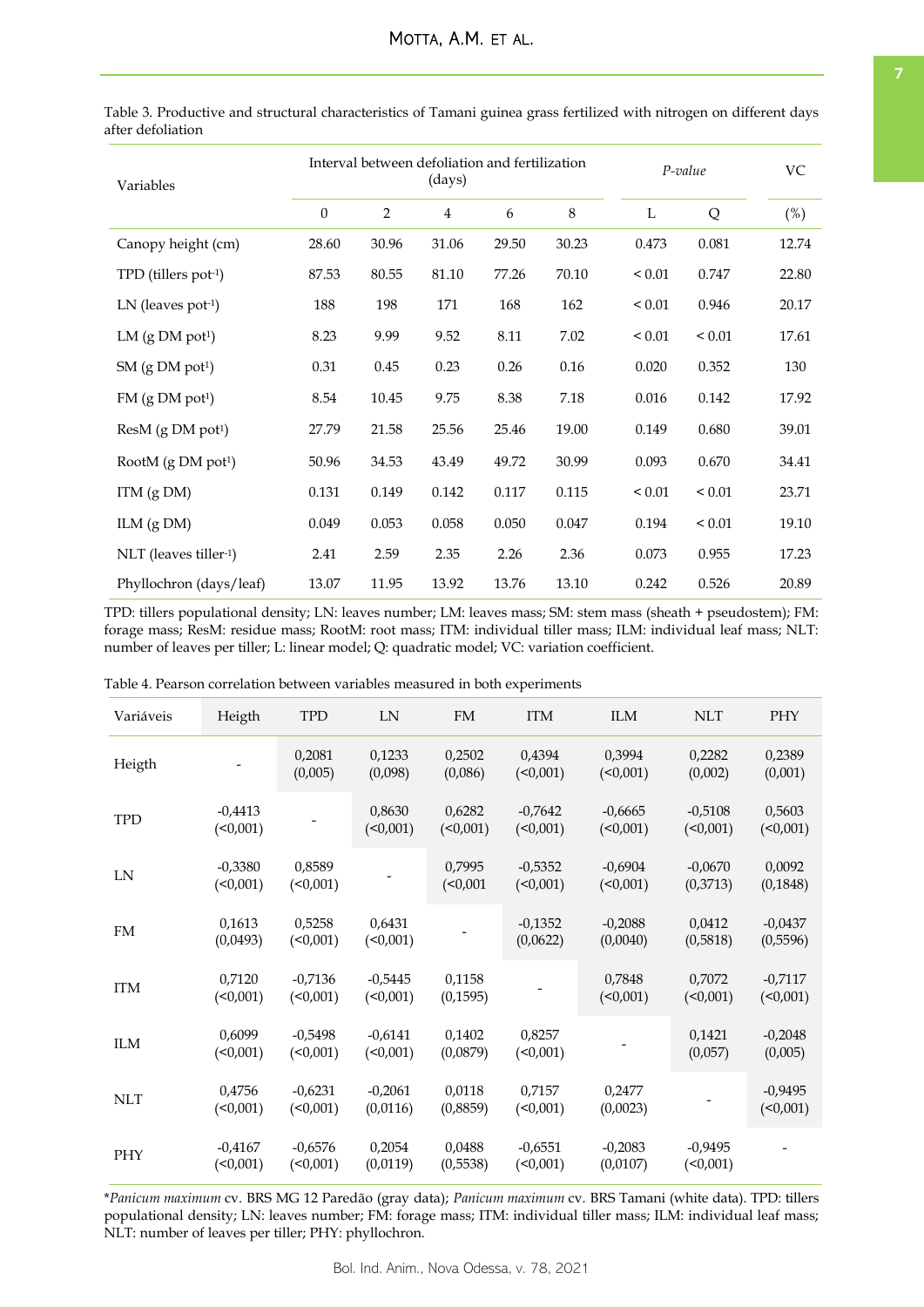Table 3. Productive and structural characteristics of Tamani guinea grass fertilized with nitrogen on different days after defoliation

| Variables | Interval between defoliation and fertilization (days) | | | | | *P-value* | | VC |
|---|---|---|---|---|---|---|---|---|
| | 0 | 2 | 4 | 6 | 8 | L | Q | (%) |
| Canopy height (cm) | 28.60 | 30.96 | 31.06 | 29.50 | 30.23 | 0.473 | 0.081 | 12.74 |
| TPD (tillers pot$^{-1}$) | 87.53 | 80.55 | 81.10 | 77.26 | 70.10 | < 0.01 | 0.747 | 22.80 |
| LN (leaves pot$^{-1}$) | 188 | 198 | 171 | 168 | 162 | < 0.01 | 0.946 | 20.17 |
| LM (g DM pot$^{1}$) | 8.23 | 9.99 | 9.52 | 8.11 | 7.02 | < 0.01 | < 0.01 | 17.61 |
| SM (g DM pot$^{1}$) | 0.31 | 0.45 | 0.23 | 0.26 | 0.16 | 0.020 | 0.352 | 130 |
| FM (g DM pot$^{1}$) | 8.54 | 10.45 | 9.75 | 8.38 | 7.18 | 0.016 | 0.142 | 17.92 |
| ResM (g DM pot$^{1}$) | 27.79 | 21.58 | 25.56 | 25.46 | 19.00 | 0.149 | 0.680 | 39.01 |
| RootM (g DM pot$^{1}$) | 50.96 | 34.53 | 43.49 | 49.72 | 30.99 | 0.093 | 0.670 | 34.41 |
| ITM (g DM) | 0.131 | 0.149 | 0.142 | 0.117 | 0.115 | < 0.01 | < 0.01 | 23.71 |
| ILM (g DM) | 0.049 | 0.053 | 0.058 | 0.050 | 0.047 | 0.194 | < 0.01 | 19.10 |
| NLT (leaves tiller$^{-1}$) | 2.41 | 2.59 | 2.35 | 2.26 | 2.36 | 0.073 | 0.955 | 17.23 |
| Phyllochron (days/leaf) | 13.07 | 11.95 | 13.92 | 13.76 | 13.10 | 0.242 | 0.526 | 20.89 |

TPD: tillers populational density; LN: leaves number; LM: leaves mass; SM: stem mass (sheath + pseudostem); FM: forage mass; ResM: residue mass; RootM: root mass; ITM: individual tiller mass; ILM: individual leaf mass; NLT: number of leaves per tiller; L: linear model; Q: quadratic model; VC: variation coefficient.

Table 4. Pearson correlation between variables measured in both experiments

| Variáveis | Heigth | TPD | LN | FM | ITM | ILM | NLT | PHY |
|---|---|---|---|---|---|---|---|---|
| Heigth | - | 0,2081 (0,005) | 0,1233 (0,098) | 0,2502 (0,086) | 0,4394 (<0,001) | 0,3994 (<0,001) | 0,2282 (0,002) | 0,2389 (0,001) |
| TPD | -0,4413 (<0,001) | - | 0,8630 (<0,001) | 0,6282 (<0,001) | -0,7642 (<0,001) | -0,6665 (<0,001) | -0,5108 (<0,001) | 0,5603 (<0,001) |
| LN | -0,3380 (<0,001) | 0,8589 (<0,001) | - | 0,7995 (<0,001 | -0,5352 (<0,001) | -0,6904 (<0,001) | -0,0670 (0,3713) | 0,0092 (0,1848) |
| FM | 0,1613 (0,0493) | 0,5258 (<0,001) | 0,6431 (<0,001) | - | -0,1352 (0,0622) | -0,2088 (0,0040) | 0,0412 (0,5818) | -0,0437 (0,5596) |
| ITM | 0,7120 (<0,001) | -0,7136 (<0,001) | -0,5445 (<0,001) | 0,1158 (0,1595) | - | 0,7848 (<0,001) | 0,7072 (<0,001) | -0,7117 (<0,001) |
| ILM | 0,6099 (<0,001) | -0,5498 (<0,001) | -0,6141 (<0,001) | 0,1402 (0,0879) | 0,8257 (<0,001) | - | 0,1421 (0,057) | -0,2048 (0,005) |
| NLT | 0,4756 (<0,001) | -0,6231 (<0,001) | -0,2061 (0,0116) | 0,0118 (0,8859) | 0,7157 (<0,001) | 0,2477 (0,0023) | - | -0,9495 (<0,001) |
| PHY | -0,4167 (<0,001) | -0,6576 (<0,001) | 0,2054 (0,0119) | 0,0488 (0,5538) | -0,6551 (<0,001) | -0,2083 (0,0107) | -0,9495 (<0,001) | - |

\**Panicum maximum* cv. BRS MG 12 Paredão (gray data); *Panicum maximum* cv. BRS Tamani (white data). TPD: tillers populational density; LN: leaves number; FM: forage mass; ITM: individual tiller mass; ILM: individual leaf mass; NLT: number of leaves per tiller; PHY: phyllochron.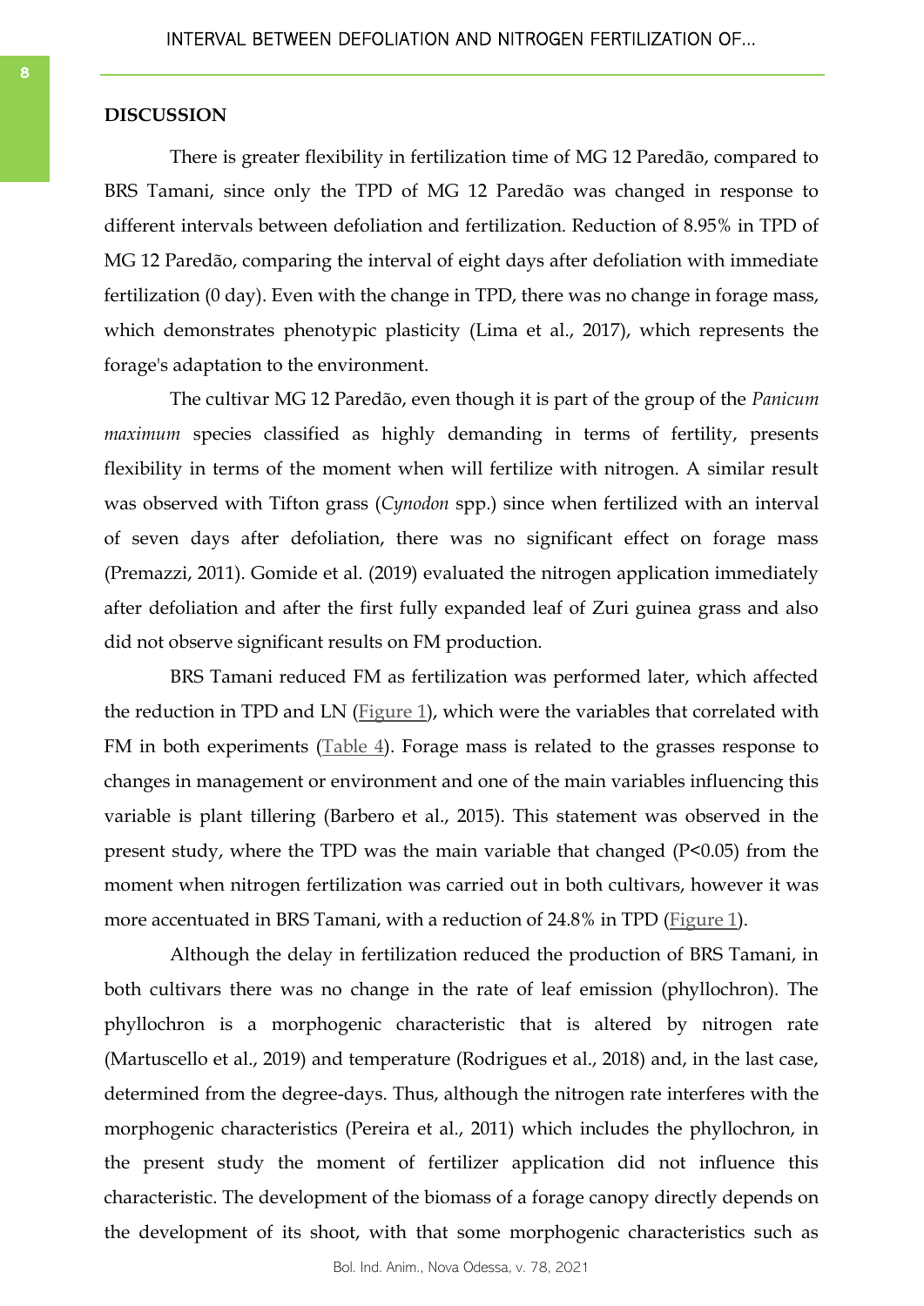## DISCUSSION

There is greater flexibility in fertilization time of MG 12 Paredão, compared to BRS Tamani, since only the TPD of MG 12 Paredão was changed in response to different intervals between defoliation and fertilization. Reduction of 8.95% in TPD of MG 12 Paredão, comparing the interval of eight days after defoliation with immediate fertilization (0 day). Even with the change in TPD, there was no change in forage mass, which demonstrates phenotypic plasticity (Lima et al., 2017), which represents the forage's adaptation to the environment.

The cultivar MG 12 Paredão, even though it is part of the group of the *Panicum maximum* species classified as highly demanding in terms of fertility, presents flexibility in terms of the moment when will fertilize with nitrogen. A similar result was observed with Tifton grass (*Cynodon* spp.) since when fertilized with an interval of seven days after defoliation, there was no significant effect on forage mass (Premazzi, 2011). Gomide et al. (2019) evaluated the nitrogen application immediately after defoliation and after the first fully expanded leaf of Zuri guinea grass and also did not observe significant results on FM production.

BRS Tamani reduced FM as fertilization was performed later, which affected the reduction in TPD and LN (Figure 1), which were the variables that correlated with FM in both experiments (Table 4). Forage mass is related to the grasses response to changes in management or environment and one of the main variables influencing this variable is plant tillering (Barbero et al., 2015). This statement was observed in the present study, where the TPD was the main variable that changed ($P<0.05$) from the moment when nitrogen fertilization was carried out in both cultivars, however it was more accentuated in BRS Tamani, with a reduction of 24.8% in TPD (Figure 1).

Although the delay in fertilization reduced the production of BRS Tamani, in both cultivars there was no change in the rate of leaf emission (phyllochron). The phyllochron is a morphogenic characteristic that is altered by nitrogen rate (Martuscello et al., 2019) and temperature (Rodrigues et al., 2018) and, in the last case, determined from the degree-days. Thus, although the nitrogen rate interferes with the morphogenic characteristics (Pereira et al., 2011) which includes the phyllochron, in the present study the moment of fertilizer application did not influence this characteristic. The development of the biomass of a forage canopy directly depends on the development of its shoot, with that some morphogenic characteristics such as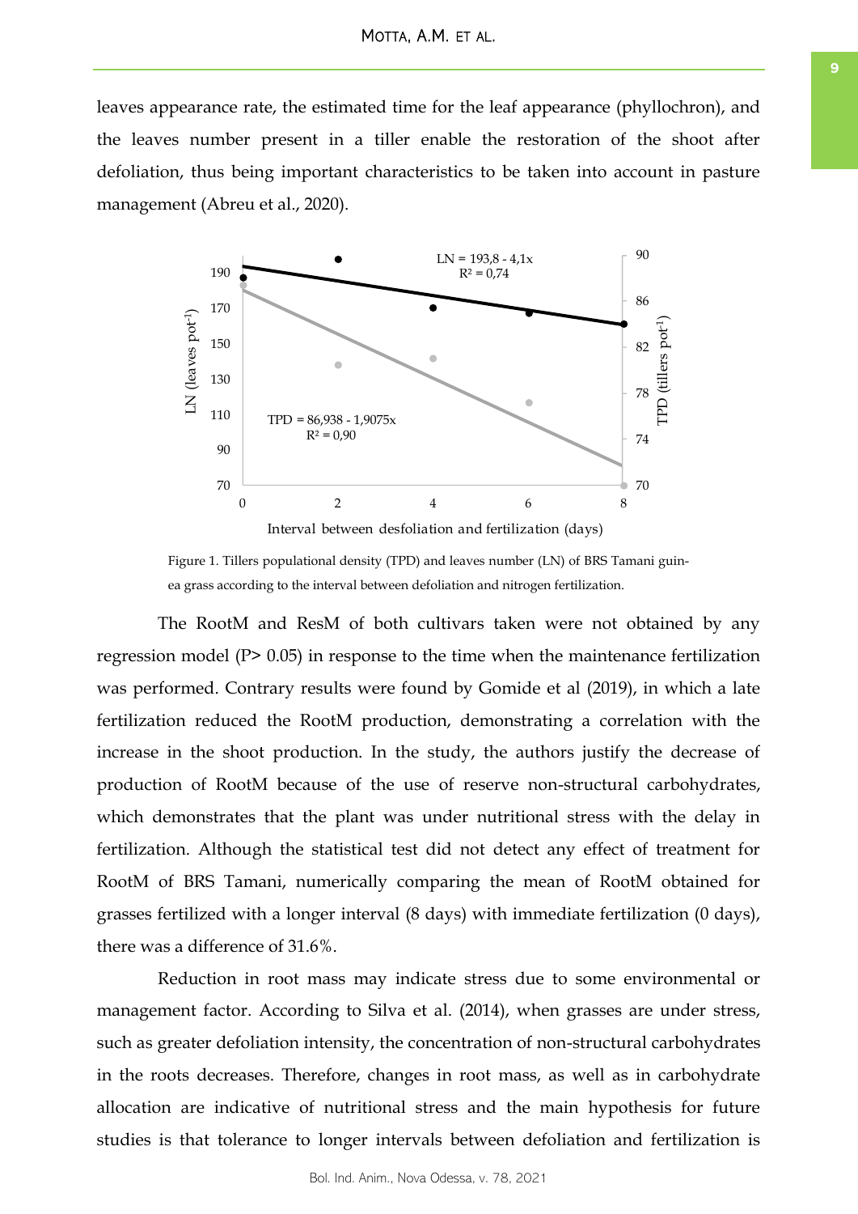leaves appearance rate, the estimated time for the leaf appearance (phyllochron), and the leaves number present in a tiller enable the restoration of the shoot after defoliation, thus being important characteristics to be taken into account in pasture management (Abreu et al., 2020).

Figure 1. Tillers populational density (TPD) and leaves number (LN) of BRS Tamani guinea grass according to the interval between defoliation and nitrogen fertilization.

The RootM and ResM of both cultivars taken were not obtained by any regression model ($P > 0.05$) in response to the time when the maintenance fertilization was performed. Contrary results were found by Gomide et al (2019), in which a late fertilization reduced the RootM production, demonstrating a correlation with the increase in the shoot production. In the study, the authors justify the decrease of production of RootM because of the use of reserve non-structural carbohydrates, which demonstrates that the plant was under nutritional stress with the delay in fertilization. Although the statistical test did not detect any effect of treatment for RootM of BRS Tamani, numerically comparing the mean of RootM obtained for grasses fertilized with a longer interval (8 days) with immediate fertilization (0 days), there was a difference of 31.6%.

Reduction in root mass may indicate stress due to some environmental or management factor. According to Silva et al. (2014), when grasses are under stress, such as greater defoliation intensity, the concentration of non-structural carbohydrates in the roots decreases. Therefore, changes in root mass, as well as in carbohydrate allocation are indicative of nutritional stress and the main hypothesis for future studies is that tolerance to longer intervals between defoliation and fertilization is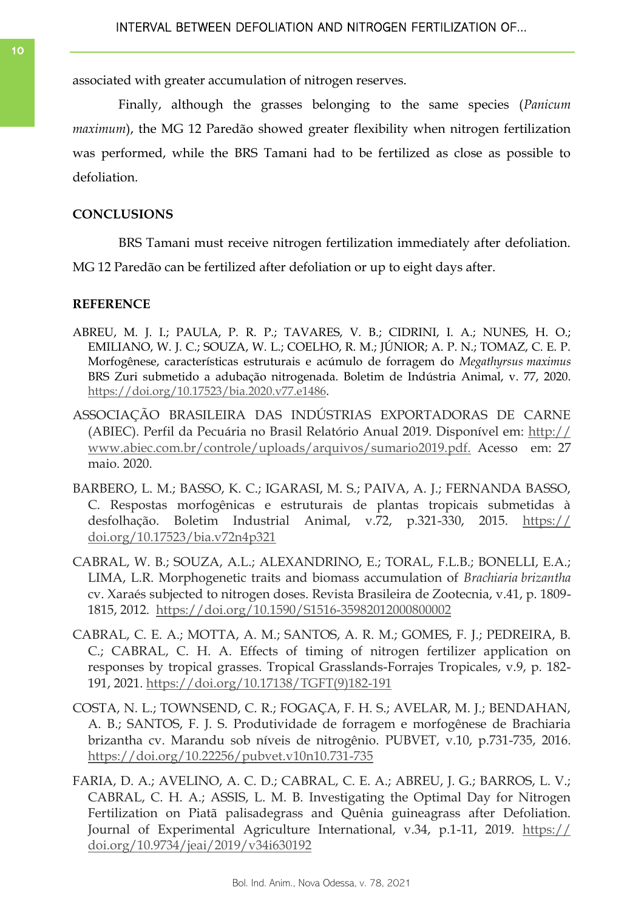associated with greater accumulation of nitrogen reserves.

Finally, although the grasses belonging to the same species (*Panicum maximum*), the MG 12 Paredão showed greater flexibility when nitrogen fertilization was performed, while the BRS Tamani had to fertilized as close as possible to defoliation.

## CONCLUSIONS

BRS Tamani must receive nitrogen fertilization immediately after defoliation. MG 12 Paredão can be fertilized after defoliation or up to eight days after.

## REFERENCE

ABREU, M. J. I.; PAULA, P. R. P.; TAVARES, V. B.; CIDRINI, I. A.; NUNES, H. O.; EMILIANO, W. J. C.; SOUZA, W. L.; COELHO, R. M.; JÚNIOR; A. P. N.; TOMAZ, C. E. P. Morfogênese, características estruturais e acúmulo de forragem do *Megathyrsus maximus* BRS Zuri submetido a adubação nitrogenada. Boletim de Indústria Animal, v. 77, 2020. https://doi.org/10.17523/bia.2020.v77.e1486.

ASSOCIAÇÃO BRASILEIRA DAS INDÚSTRIAS EXPORTADORAS DE CARNE (ABIEC). Perfil da Pecuária no Brasil Relatório Anual 2019. Disponível em: http://www.abiec.com.br/controle/uploads/arquivos/sumario2019.pdf. Acesso em: 27 maio. 2020.

BARBERO, L. M.; BASSO, K. C.; IGARASI, M. S.; PAIVA, A. J.; FERNANDA BASSO, C. Respostas morfogênicas e estruturais de plantas tropicais submetidas à desfolhação. Boletim Industrial Animal, v.72, p.321-330, 2015. https://doi.org/10.17523/bia.v72n4p321

CABRAL, W. B.; SOUZA, A.L.; ALEXANDRINO, E.; TORAL, F.L.B.; BONELLI, E.A.; LIMA, L.R. Morphogenetic traits and biomass accumulation of *Brachiaria brizantha* cv. Xaraés subjected to nitrogen doses. Revista Brasileira de Zootecnia, v.41, p. 1809-1815, 2012. https://doi.org/10.1590/S1516-35982012000800002

CABRAL, C. E. A.; MOTTA, A. M.; SANTOS, A. R. M.; GOMES, F. J.; PEDREIRA, B. C.; CABRAL, C. H. A. Effects of timing of nitrogen fertilizer application on responses by tropical grasses. Tropical Grasslands-Forrajes Tropicales, v.9, p. 182-191, 2021. https://doi.org/10.17138/TGFT(9)182-191

COSTA, N. L.; TOWNSEND, C. R.; FOGAÇA, F. H. S.; AVELAR, M. J.; BENDAHAN, A. B.; SANTOS, F. J. S. Produtividade de forragem e morfogênese de Brachiaria brizantha cv. Marandu sob níveis de nitrogênio. PUBVET, v.10, p.731-735, 2016. https://doi.org/10.22256/pubvet.v10n10.731-735

FARIA, D. A.; AVELINO, A. C. D.; CABRAL, C. E. A.; ABREU, J. G.; BARROS, L. V.; CABRAL, C. H. A.; ASSIS, L. M. B. Investigating the Optimal Day for Nitrogen Fertilization on Piatã palisadegrass and Quênia guineagrass after Defoliation. Journal of Experimental Agriculture International, v.34, p.1-11, 2019. https://doi.org/10.9734/jeai/2019/v34i630192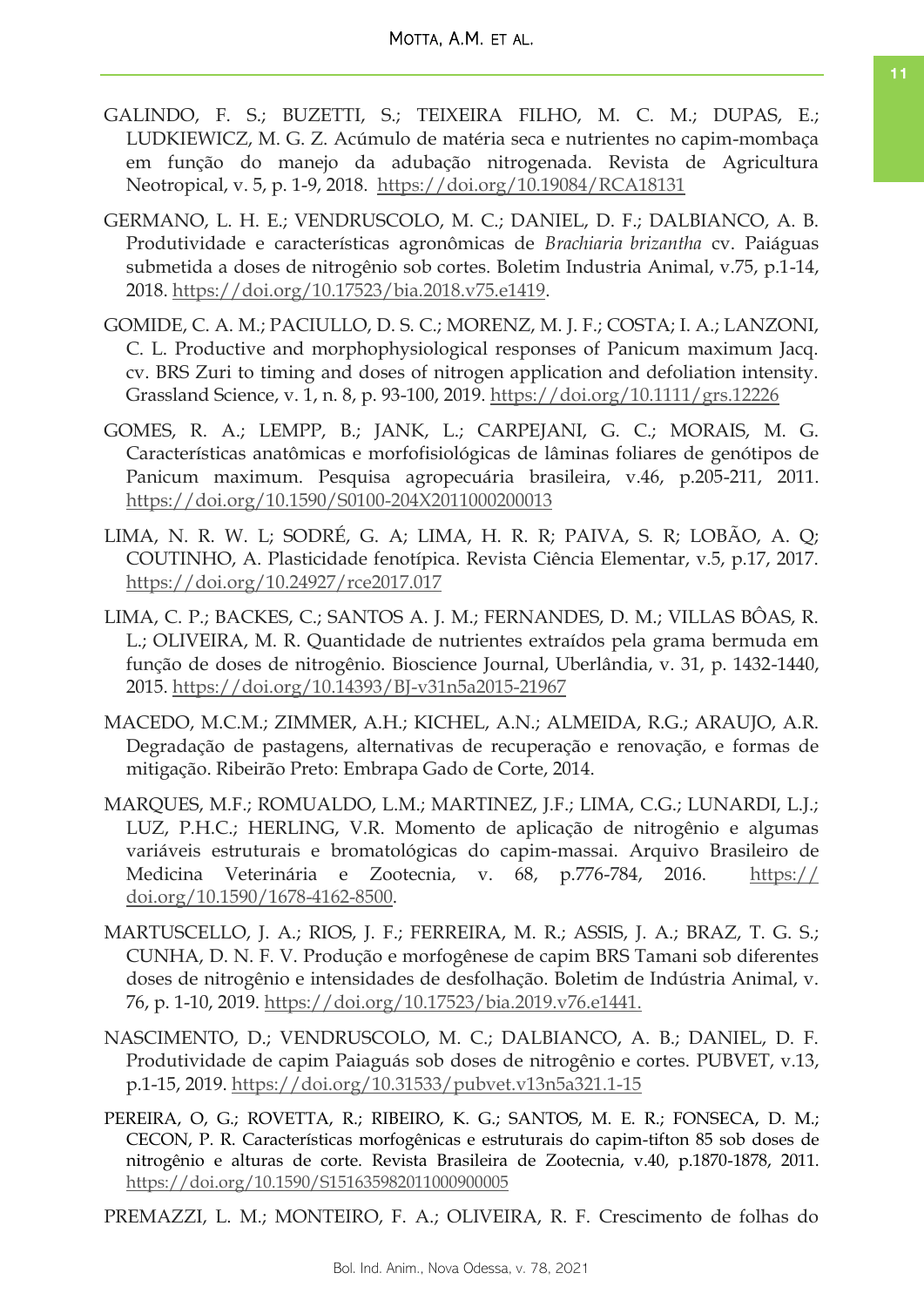GALINDO, F. S.; BUZETTI, S.; TEIXEIRA FILHO, M. C. M.; DUPAS, E.; LUDKIEWICZ, M. G. Z. Acúmulo de matéria seca e nutrientes no capim-mombaça em função do manejo da adubação nitrogenada. Revista de Agricultura Neotropical, v. 5, p. 1-9, 2018. https://doi.org/10.19084/RCA18131

GERMANO, L. H. E.; VENDRUSCOLO, M. C.; DANIEL, D. F.; DALBIANCO, A. B. Produtividade e características agronômicas de *Brachiaria brizantha* cv. Paiáguas submetida a doses de nitrogênio sob cortes. Boletim Industria Animal, v.75, p.1-14, 2018. https://doi.org/10.17523/bia.2018.v75.e1419.

GOMIDE, C. A. M.; PACIULLO, D. S. C.; MORENZ, M. J. F.; COSTA; I. A.; LANZONI, C. L. Productive and morphophysiological responses of Panicum maximum Jacq. cv. BRS Zuri to timing and doses of nitrogen application and defoliation intensity. Grassland Science, v. 1, n. 8, p. 93-100, 2019. https://doi.org/10.1111/grs.12226

GOMES, R. A.; LEMPP, B.; JANK, L.; CARPEJANI, G. C.; MORAIS, M. G. Características anatômicas e morfofisiológicas de lâminas foliares de genótipos de Panicum maximum. Pesquisa agropecuária brasileira, v.46, p.205-211, 2011. https://doi.org/10.1590/S0100-204X2011000200013

LIMA, N. R. W. L; SODRÉ, G. A; LIMA, H. R. R; PAIVA, S. R; LOBÃO, A. Q; COUTINHO, A. Plasticidade fenotípica. Revista Ciência Elementar, v.5, p.17, 2017. https://doi.org/10.24927/rce2017.017

LIMA, C. P.; BACKES, C.; SANTOS A. J. M.; FERNANDES, D. M.; VILLAS BÔAS, R. L.; OLIVEIRA, M. R. Quantidade de nutrientes extraídos pela grama bermuda em função de doses de nitrogênio. Bioscience Journal, Uberlândia, v. 31, p. 1432-1440, 2015. https://doi.org/10.14393/BJ-v31n5a2015-21967

MACEDO, M.C.M.; ZIMMER, A.H.; KICHEL, A.N.; ALMEIDA, R.G.; ARAUJO, A.R. Degradação de pastagens, alternativas de recuperação e renovação, e formas de mitigação. Ribeirão Preto: Embrapa Gado de Corte, 2014.

MARQUES, M.F.; ROMUALDO, L.M.; MARTINEZ, J.F.; LIMA, C.G.; LUNARDI, L.J.; LUZ, P.H.C.; HERLING, V.R. Momento de aplicação de nitrogênio e algumas variáveis estruturais e bromatológicas do capim-massai. Arquivo Brasileiro de Medicina Veterinária e Zootecnia, v. 68, p.776-784, 2016. https://doi.org/10.1590/1678-4162-8500.

MARTUSCELLO, J. A.; RIOS, J. F.; FERREIRA, M. R.; ASSIS, J. A.; BRAZ, T. G. S.; CUNHA, D. N. F. V. Produção e morfogênese de capim BRS Tamani sob diferentes doses de nitrogênio e intensidades de desfolhação. Boletim de Indústria Animal, v. 76, p. 1-10, 2019. https://doi.org/10.17523/bia.2019.v76.e1441.

NASCIMENTO, D.; VENDRUSCOLO, M. C.; DALBIANCO, A. B.; DANIEL, D. F. Produtividade de capim Paiaguás sob doses de nitrogênio e cortes. PUBVET, v.13, p.1-15, 2019. https://doi.org/10.31533/pubvet.v13n5a321.1-15

PEREIRA, O, G.; ROVETTA, R.; RIBEIRO, K. G.; SANTOS, M. E. R.; FONSECA, D. M.; CECON, P. R. Características morfogênicas e estruturais do capim-tifton 85 sob doses de nitrogênio e alturas de corte. Revista Brasileira de Zootecnia, v.40, p.1870-1878, 2011. https://doi.org/10.1590/S151635982011000900005

PREMAZZI, L. M.; MONTEIRO, F. A.; OLIVEIRA, R. F. Crescimento de folhas do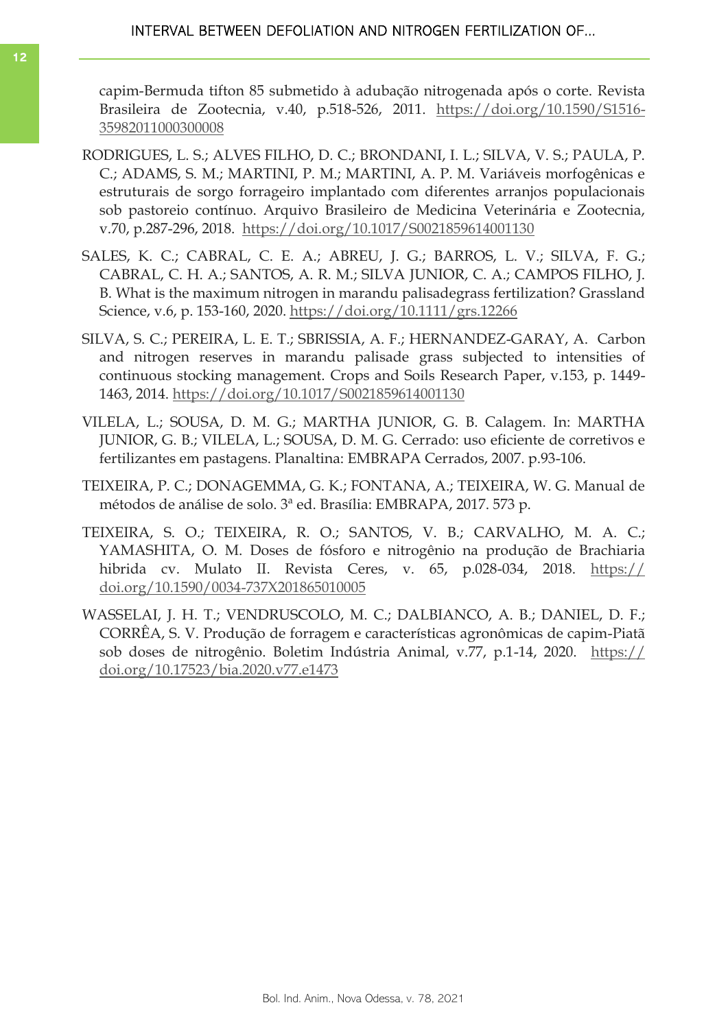capim-Bermuda tifton 85 submetido à adubação nitrogenada após o corte. Revista Brasileira de Zootecnia, v.40, p.518-526, 2011. https://doi.org/10.1590/S1516-35982011000300008

RODRIGUES, L. S.; ALVES FILHO, D. C.; BRONDANI, I. L.; SILVA, V. S.; PAULA, P. C.; ADAMS, S. M.; MARTINI, P. M.; MARTINI, A. P. M. Variáveis morfogênicas e estruturais de sorgo forrageiro implantado com diferentes arranjos populacionais sob pastoreio contínuo. Arquivo Brasileiro de Medicina Veterinária e Zootecnia, v.70, p.287-296, 2018. https://doi.org/10.1017/S0021859614001130

SALES, K. C.; CABRAL, C. E. A.; ABREU, J. G.; BARROS, L. V.; SILVA, F. G.; CABRAL, C. H. A.; SANTOS, A. R. M.; SILVA JUNIOR, C. A.; CAMPOS FILHO, J. B. What is the maximum nitrogen in marandu palisadegrass fertilization? Grassland Science, v.6, p. 153-160, 2020. https://doi.org/10.1111/grs.12266

SILVA, S. C.; PEREIRA, L. E. T.; SBRISSIA, A. F.; HERNANDEZ-GARAY, A. Carbon and nitrogen reserves in marandu palisade grass subjected to intensities of continuous stocking management. Crops and Soils Research Paper, v.153, p. 1449-1463, 2014. https://doi.org/10.1017/S0021859614001130

VILELA, L.; SOUSA, D. M. G.; MARTHA JUNIOR, G. B. Calagem. In: MARTHA JUNIOR, G. B.; VILELA, L.; SOUSA, D. M. G. Cerrado: uso eficiente de corretivos e fertilizantes em pastagens. Planaltina: EMBRAPA Cerrados, 2007. p.93-106.

TEIXEIRA, P. C.; DONAGEMMA, G. K.; FONTANA, A.; TEIXEIRA, W. G. Manual de métodos de análise de solo. 3ª ed. Brasília: EMBRAPA, 2017. 573 p.

TEIXEIRA, S. O.; TEIXEIRA, R. O.; SANTOS, V. B.; CARVALHO, M. A. C.; YAMASHITA, O. M. Doses de fósforo e nitrogênio na produção de Brachiaria hibrida cv. Mulato II. Revista Ceres, v. 65, p.028-034, 2018. https://doi.org/10.1590/0034-737X201865010005

WASSELAI, J. H. T.; VENDRUSCOLO, M. C.; DALBIANCO, A. B.; DANIEL, D. F.; CORRÊA, S. V. Produção de forragem e características agronômicas de capim-Piatã sob doses de nitrogênio. Boletim Indústria Animal, v.77, p.1-14, 2020. https://doi.org/10.17523/bia.2020.v77.e1473